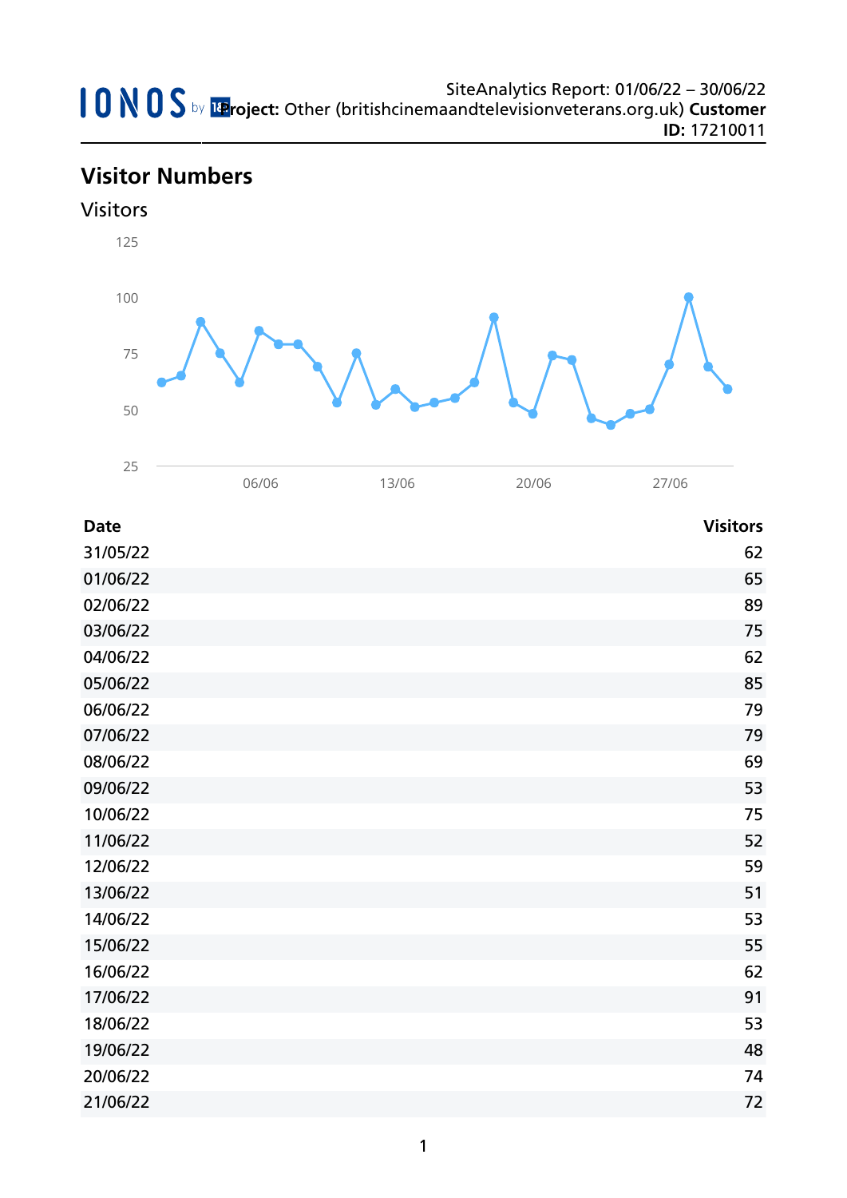IONOS by 1&1 **Project:** Other (britishcinemaandtelevisionveterans.org.uk) **Customer ID:** 17210011

SiteAnalytics Report: 01/06/22 – 30/06/22

## Visitor Numbers

### Visitors

| Date | Visitors |
|---|---|
| 31/05/22 | 62 |
| 01/06/22 | 65 |
| 02/06/22 | 89 |
| 03/06/22 | 75 |
| 04/06/22 | 62 |
| 05/06/22 | 85 |
| 06/06/22 | 79 |
| 07/06/22 | 79 |
| 08/06/22 | 69 |
| 09/06/22 | 53 |
| 10/06/22 | 75 |
| 11/06/22 | 52 |
| 12/06/22 | 59 |
| 13/06/22 | 51 |
| 14/06/22 | 53 |
| 15/06/22 | 55 |
| 16/06/22 | 62 |
| 17/06/22 | 91 |
| 18/06/22 | 53 |
| 19/06/22 | 48 |
| 20/06/22 | 74 |
| 21/06/22 | 72 |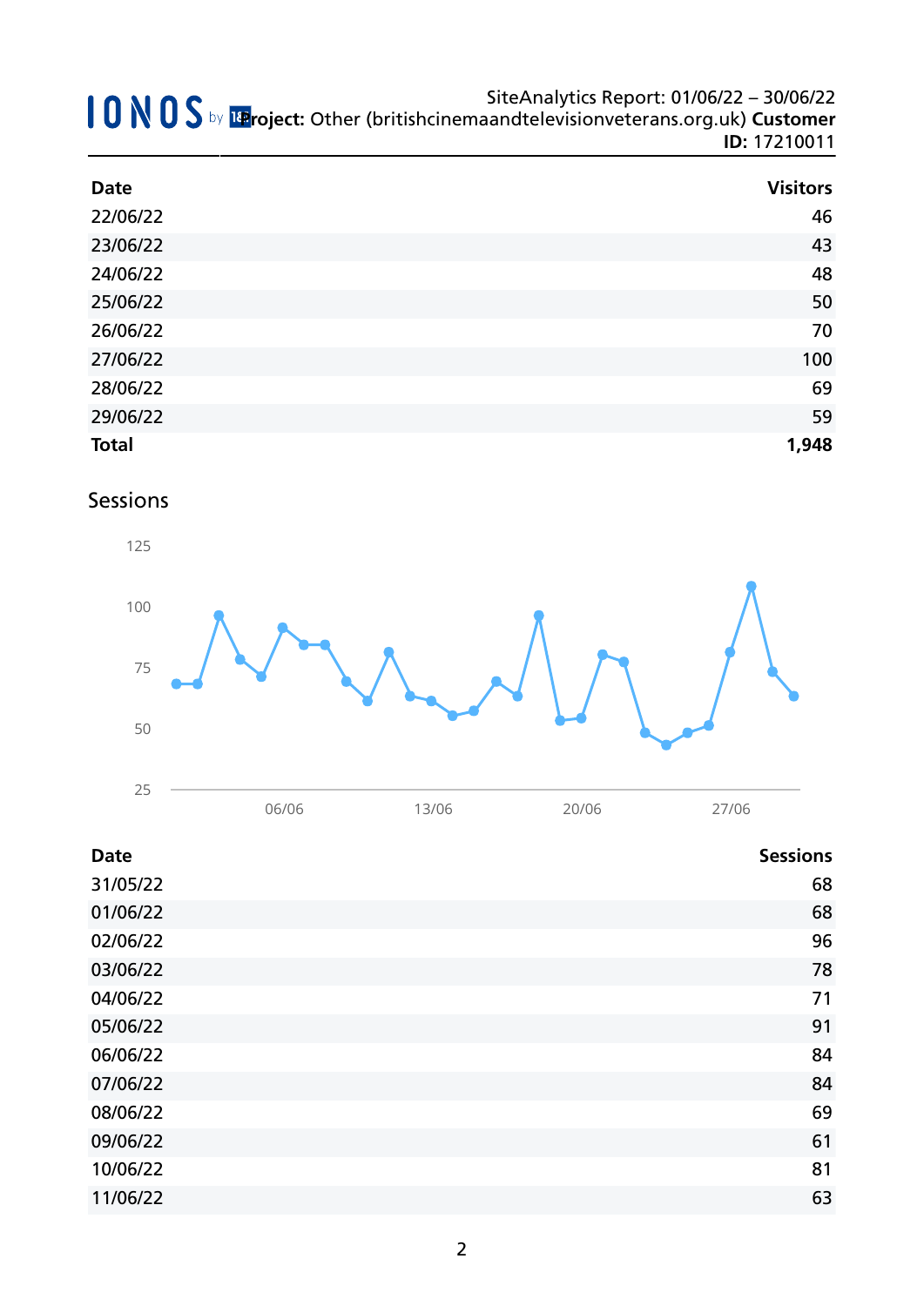| Date | Visitors |
|---|---|
| 22/06/22 | 46 |
| 23/06/22 | 43 |
| 24/06/22 | 48 |
| 25/06/22 | 50 |
| 26/06/22 | 70 |
| 27/06/22 | 100 |
| 28/06/22 | 69 |
| 29/06/22 | 59 |
| **Total** | **1,948** |

## Sessions

| Date | Sessions |
|---|---|
| 31/05/22 | 68 |
| 01/06/22 | 68 |
| 02/06/22 | 96 |
| 03/06/22 | 78 |
| 04/06/22 | 71 |
| 05/06/22 | 91 |
| 06/06/22 | 84 |
| 07/06/22 | 84 |
| 08/06/22 | 69 |
| 09/06/22 | 61 |
| 10/06/22 | 81 |
| 11/06/22 | 63 |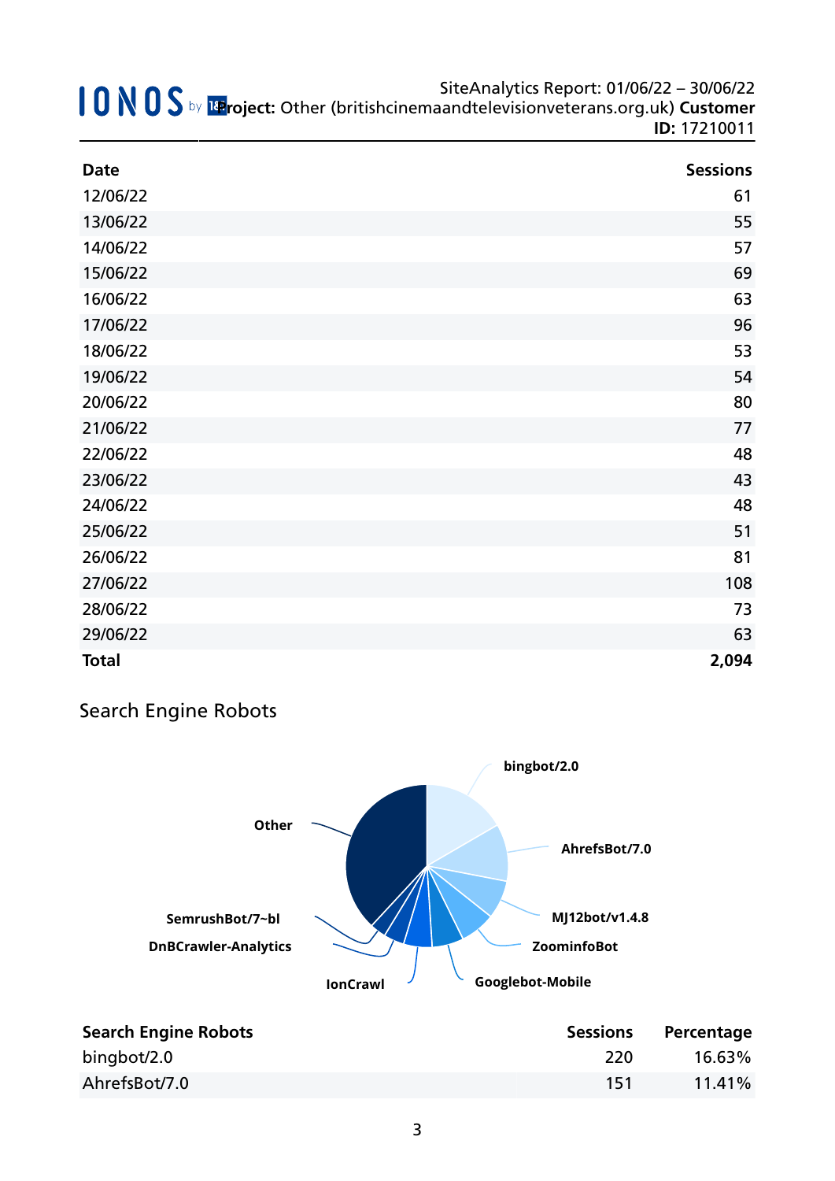| Date | Sessions |
|---|---|
| 12/06/22 | 61 |
| 13/06/22 | 55 |
| 14/06/22 | 57 |
| 15/06/22 | 69 |
| 16/06/22 | 63 |
| 17/06/22 | 96 |
| 18/06/22 | 53 |
| 19/06/22 | 54 |
| 20/06/22 | 80 |
| 21/06/22 | 77 |
| 22/06/22 | 48 |
| 23/06/22 | 43 |
| 24/06/22 | 48 |
| 25/06/22 | 51 |
| 26/06/22 | 81 |
| 27/06/22 | 108 |
| 28/06/22 | 73 |
| 29/06/22 | 63 |
| **Total** | **2,094** |

## Search Engine Robots

| Search Engine Robots | Sessions | Percentage |
|---|---|---|
| bingbot/2.0 | 220 | 16.63% |
| AhrefsBot/7.0 | 151 | 11.41% |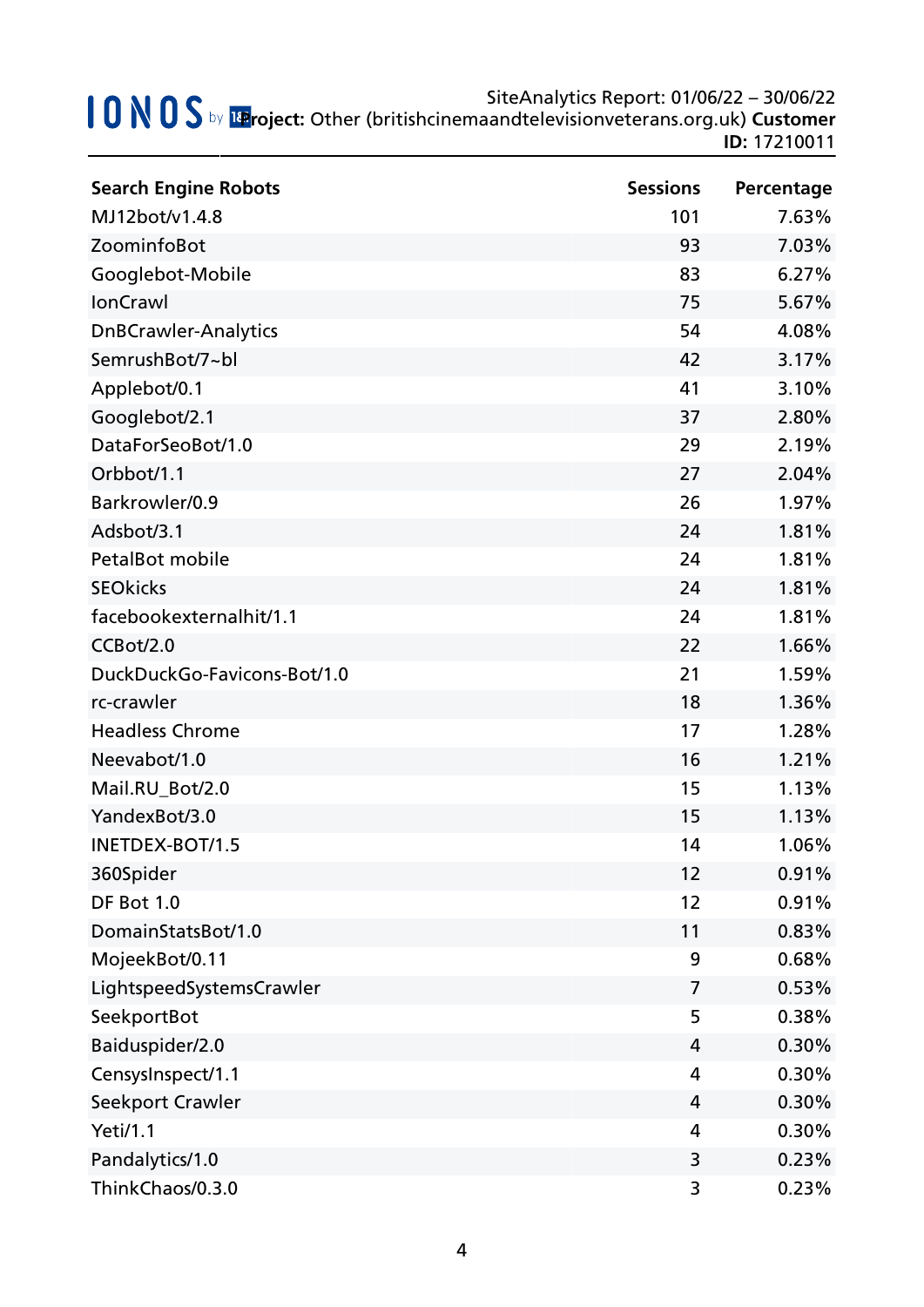| Search Engine Robots | Sessions | Percentage |
|---|---|---|
| MJ12bot/v1.4.8 | 101 | 7.63% |
| ZoominfoBot | 93 | 7.03% |
| Googlebot-Mobile | 83 | 6.27% |
| IonCrawl | 75 | 5.67% |
| DnBCrawler-Analytics | 54 | 4.08% |
| SemrushBot/7~bl | 42 | 3.17% |
| Applebot/0.1 | 41 | 3.10% |
| Googlebot/2.1 | 37 | 2.80% |
| DataForSeoBot/1.0 | 29 | 2.19% |
| Orbbot/1.1 | 27 | 2.04% |
| Barkrowler/0.9 | 26 | 1.97% |
| Adsbot/3.1 | 24 | 1.81% |
| PetalBot mobile | 24 | 1.81% |
| SEOkicks | 24 | 1.81% |
| facebookexternalhit/1.1 | 24 | 1.81% |
| CCBot/2.0 | 22 | 1.66% |
| DuckDuckGo-Favicons-Bot/1.0 | 21 | 1.59% |
| rc-crawler | 18 | 1.36% |
| Headless Chrome | 17 | 1.28% |
| Neevabot/1.0 | 16 | 1.21% |
| Mail.RU_Bot/2.0 | 15 | 1.13% |
| YandexBot/3.0 | 15 | 1.13% |
| INETDEX-BOT/1.5 | 14 | 1.06% |
| 360Spider | 12 | 0.91% |
| DF Bot 1.0 | 12 | 0.91% |
| DomainStatsBot/1.0 | 11 | 0.83% |
| MojeekBot/0.11 | 9 | 0.68% |
| LightspeedSystemsCrawler | 7 | 0.53% |
| SeekportBot | 5 | 0.38% |
| Baiduspider/2.0 | 4 | 0.30% |
| CensysInspect/1.1 | 4 | 0.30% |
| Seekport Crawler | 4 | 0.30% |
| Yeti/1.1 | 4 | 0.30% |
| Pandalytics/1.0 | 3 | 0.23% |
| ThinkChaos/0.3.0 | 3 | 0.23% |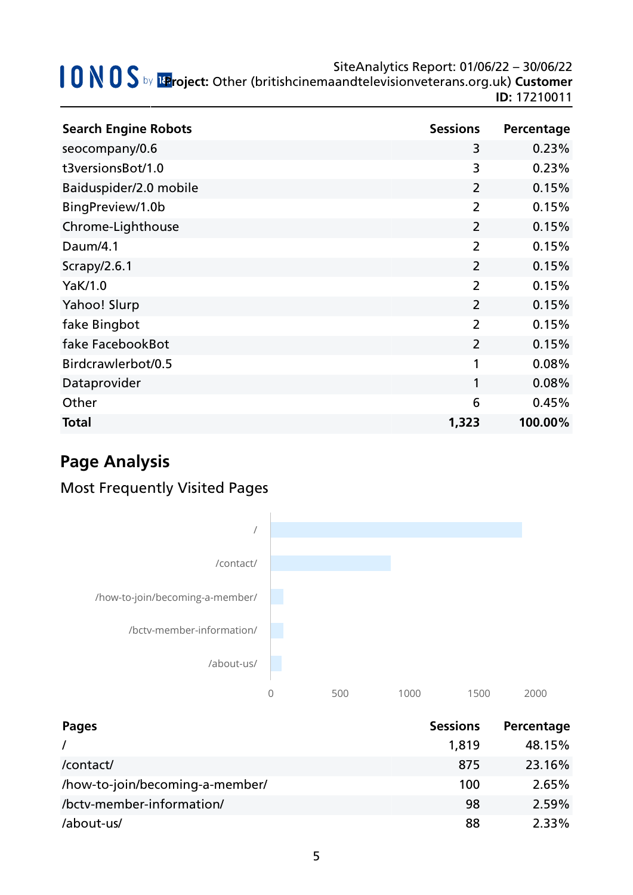| Search Engine Robots | Sessions | Percentage |
|---|---|---|
| seocompany/0.6 | 3 | 0.23% |
| t3versionsBot/1.0 | 3 | 0.23% |
| Baiduspider/2.0 mobile | 2 | 0.15% |
| BingPreview/1.0b | 2 | 0.15% |
| Chrome-Lighthouse | 2 | 0.15% |
| Daum/4.1 | 2 | 0.15% |
| Scrapy/2.6.1 | 2 | 0.15% |
| YaK/1.0 | 2 | 0.15% |
| Yahoo! Slurp | 2 | 0.15% |
| fake Bingbot | 2 | 0.15% |
| fake FacebookBot | 2 | 0.15% |
| Birdcrawlerbot/0.5 | 1 | 0.08% |
| Dataprovider | 1 | 0.08% |
| Other | 6 | 0.45% |
| **Total** | **1,323** | **100.00%** |

## Page Analysis

### Most Frequently Visited Pages

| Pages | Sessions | Percentage |
|---|---|---|
| / | 1,819 | 48.15% |
| /contact/ | 875 | 23.16% |
| /how-to-join/becoming-a-member/ | 100 | 2.65% |
| /bctv-member-information/ | 98 | 2.59% |
| /about-us/ | 88 | 2.33% |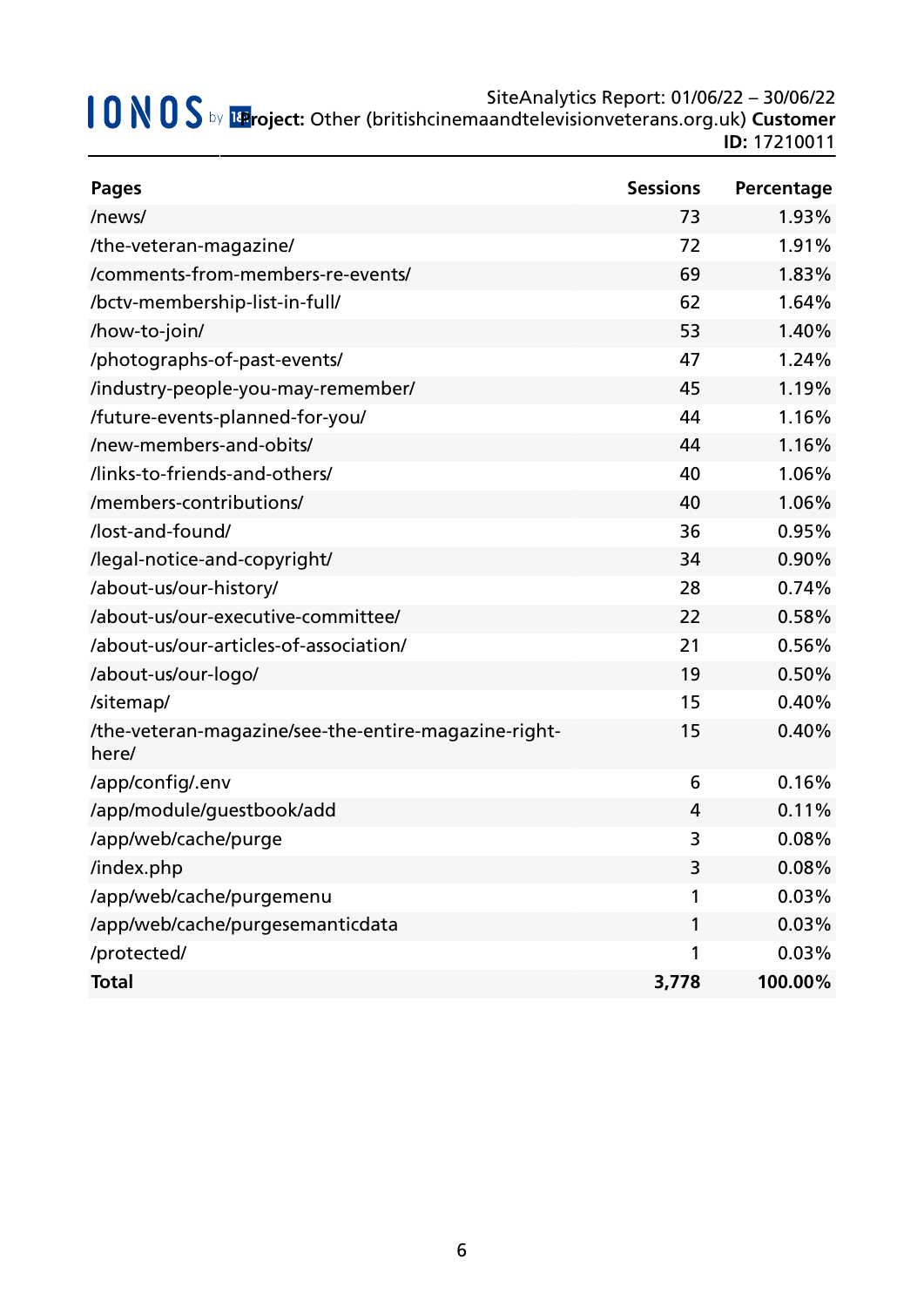SiteAnalytics Report: 01/06/22 – 30/06/22
**Project:** Other (britishcinemaandtelevisionveterans.org.uk) **Customer ID:** 17210011

| Pages | Sessions | Percentage |
|---|---|---|
| /news/ | 73 | 1.93% |
| /the-veteran-magazine/ | 72 | 1.91% |
| /comments-from-members-re-events/ | 69 | 1.83% |
| /bctv-membership-list-in-full/ | 62 | 1.64% |
| /how-to-join/ | 53 | 1.40% |
| /photographs-of-past-events/ | 47 | 1.24% |
| /industry-people-you-may-remember/ | 45 | 1.19% |
| /future-events-planned-for-you/ | 44 | 1.16% |
| /new-members-and-obits/ | 44 | 1.16% |
| /links-to-friends-and-others/ | 40 | 1.06% |
| /members-contributions/ | 40 | 1.06% |
| /lost-and-found/ | 36 | 0.95% |
| /legal-notice-and-copyright/ | 34 | 0.90% |
| /about-us/our-history/ | 28 | 0.74% |
| /about-us/our-executive-committee/ | 22 | 0.58% |
| /about-us/our-articles-of-association/ | 21 | 0.56% |
| /about-us/our-logo/ | 19 | 0.50% |
| /sitemap/ | 15 | 0.40% |
| /the-veteran-magazine/see-the-entire-magazine-right-here/ | 15 | 0.40% |
| /app/config/.env | 6 | 0.16% |
| /app/module/guestbook/add | 4 | 0.11% |
| /app/web/cache/purge | 3 | 0.08% |
| /index.php | 3 | 0.08% |
| /app/web/cache/purgemenu | 1 | 0.03% |
| /app/web/cache/purgesemanticdata | 1 | 0.03% |
| /protected/ | 1 | 0.03% |
| **Total** | **3,778** | **100.00%** |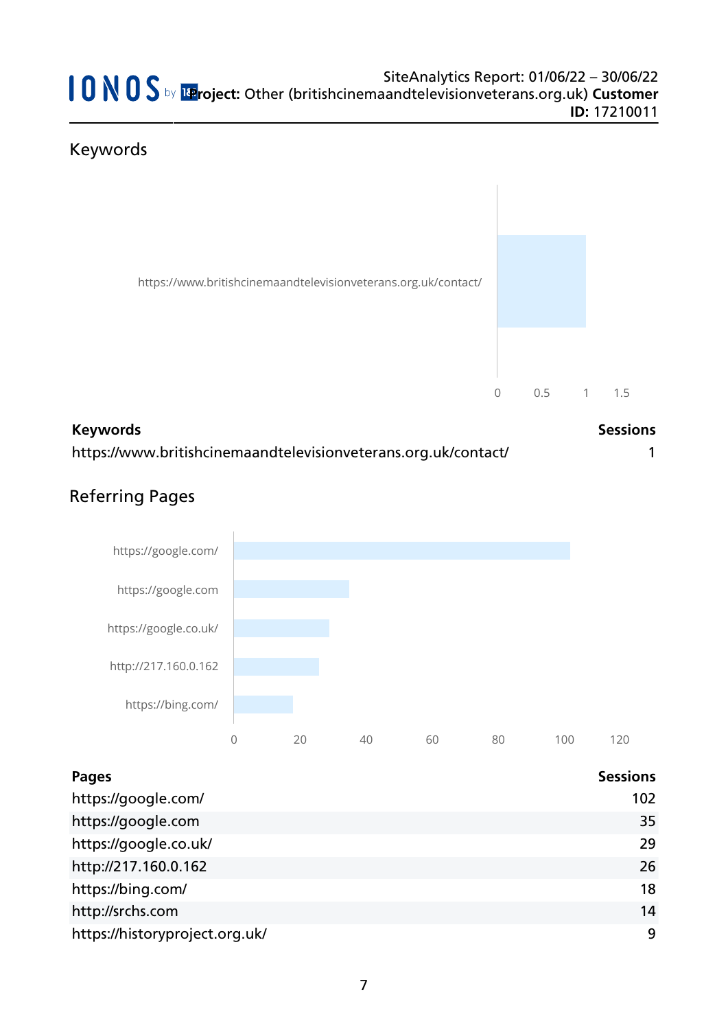## Keywords

| Keywords | Sessions |
|---|---|
| https://www.britishcinemaandtelevisionveterans.org.uk/contact/ | 1 |

## Referring Pages

| Pages | Sessions |
|---|---|
| https://google.com/ | 102 |
| https://google.com | 35 |
| https://google.co.uk/ | 29 |
| http://217.160.0.162 | 26 |
| https://bing.com/ | 18 |
| http://srchs.com | 14 |
| https://historyproject.org.uk/ | 9 |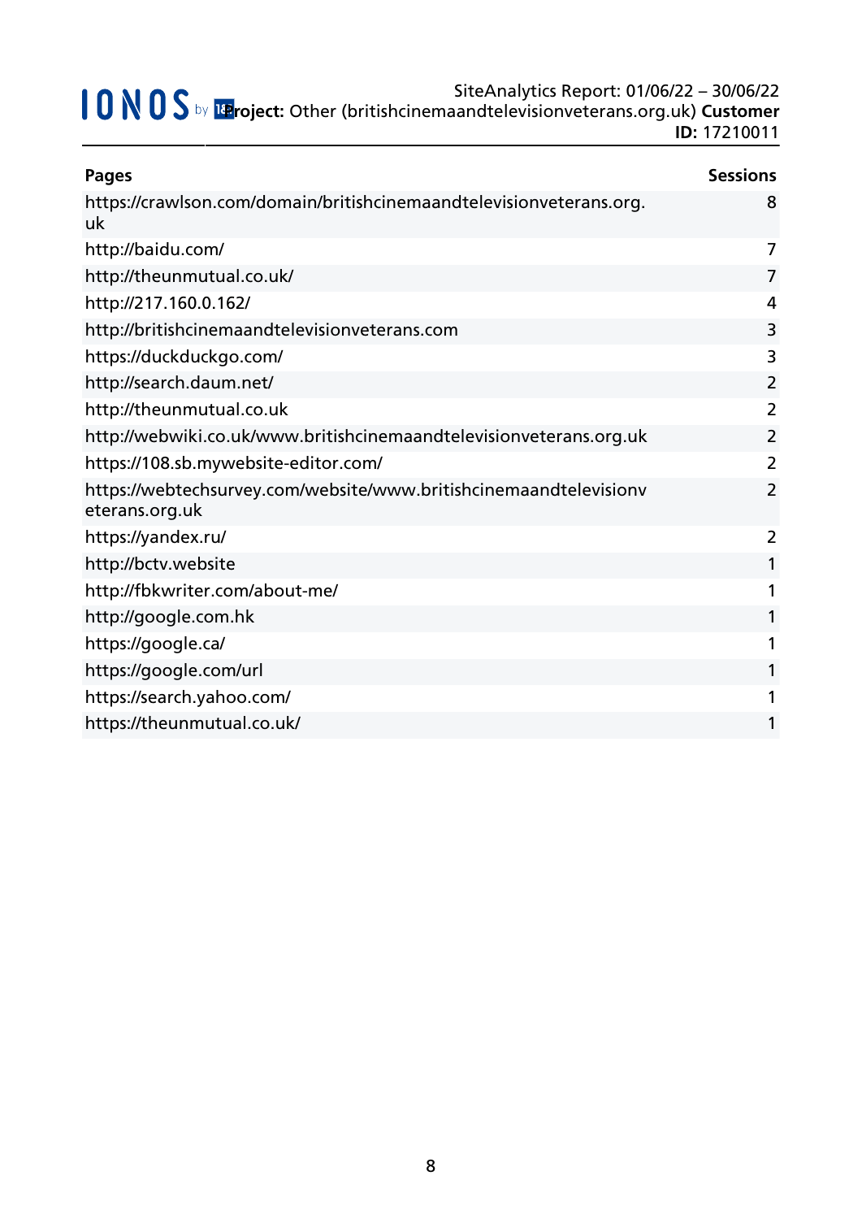| Pages | Sessions |
|---|---|
| https://crawlson.com/domain/britishcinemaandtelevisionveterans.org.uk | 8 |
| http://baidu.com/ | 7 |
| http://theunmutual.co.uk/ | 7 |
| http://217.160.0.162/ | 4 |
| http://britishcinemaandtelevisionveterans.com | 3 |
| https://duckduckgo.com/ | 3 |
| http://search.daum.net/ | 2 |
| http://theunmutual.co.uk | 2 |
| http://webwiki.co.uk/www.britishcinemaandtelevisionveterans.org.uk | 2 |
| https://108.sb.mywebsite-editor.com/ | 2 |
| https://webtechsurvey.com/website/www.britishcinemaandtelevisionveterans.org.uk | 2 |
| https://yandex.ru/ | 2 |
| http://bctv.website | 1 |
| http://fbkwriter.com/about-me/ | 1 |
| http://google.com.hk | 1 |
| https://google.ca/ | 1 |
| https://google.com/url | 1 |
| https://search.yahoo.com/ | 1 |
| https://theunmutual.co.uk/ | 1 |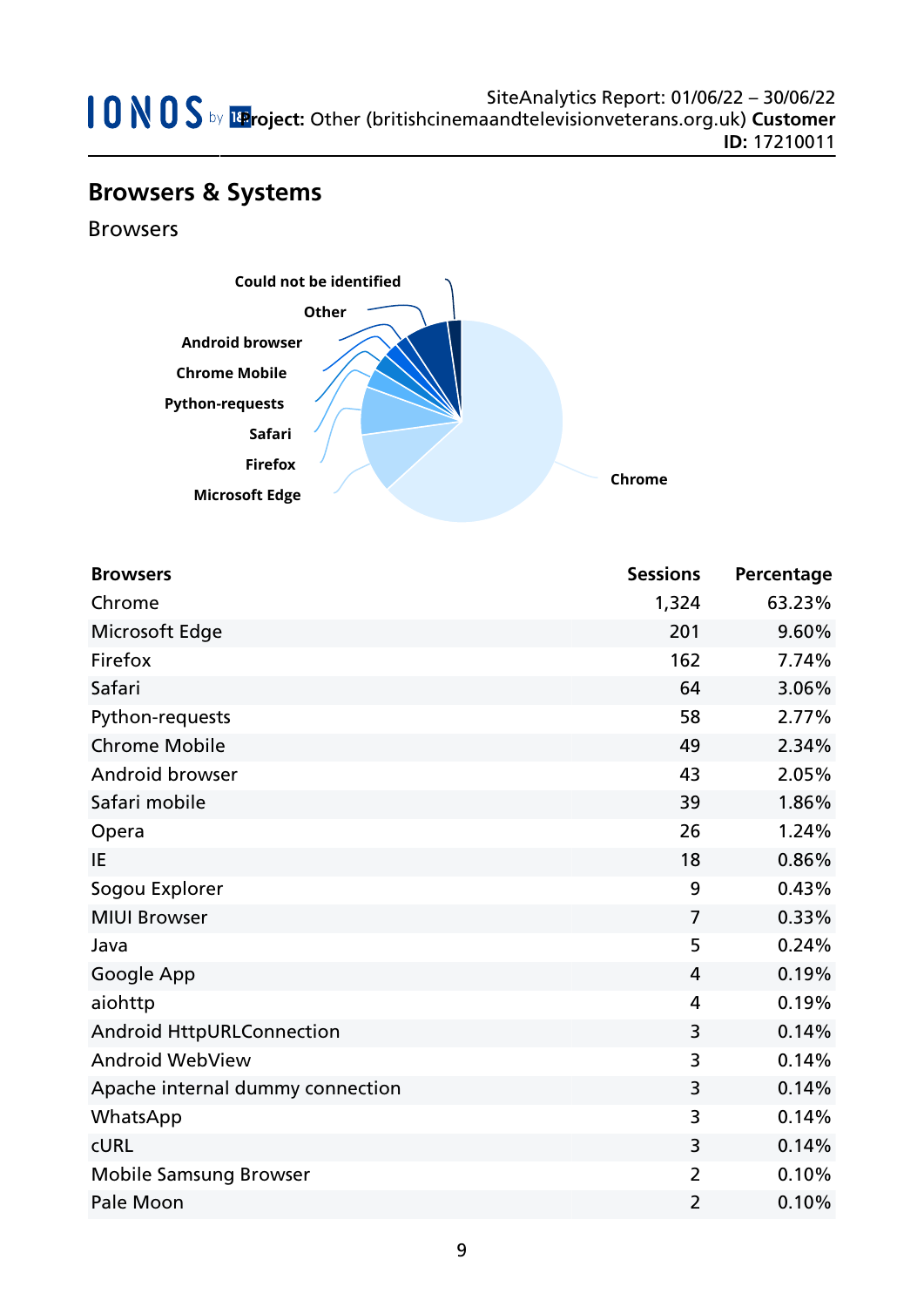## Browsers & Systems

### Browsers

| Browsers | Sessions | Percentage |
|---|---|---|
| Chrome | 1,324 | 63.23% |
| Microsoft Edge | 201 | 9.60% |
| Firefox | 162 | 7.74% |
| Safari | 64 | 3.06% |
| Python-requests | 58 | 2.77% |
| Chrome Mobile | 49 | 2.34% |
| Android browser | 43 | 2.05% |
| Safari mobile | 39 | 1.86% |
| Opera | 26 | 1.24% |
| IE | 18 | 0.86% |
| Sogou Explorer | 9 | 0.43% |
| MIUI Browser | 7 | 0.33% |
| Java | 5 | 0.24% |
| Google App | 4 | 0.19% |
| aiohttp | 4 | 0.19% |
| Android HttpURLConnection | 3 | 0.14% |
| Android WebView | 3 | 0.14% |
| Apache internal dummy connection | 3 | 0.14% |
| WhatsApp | 3 | 0.14% |
| cURL | 3 | 0.14% |
| Mobile Samsung Browser | 2 | 0.10% |
| Pale Moon | 2 | 0.10% |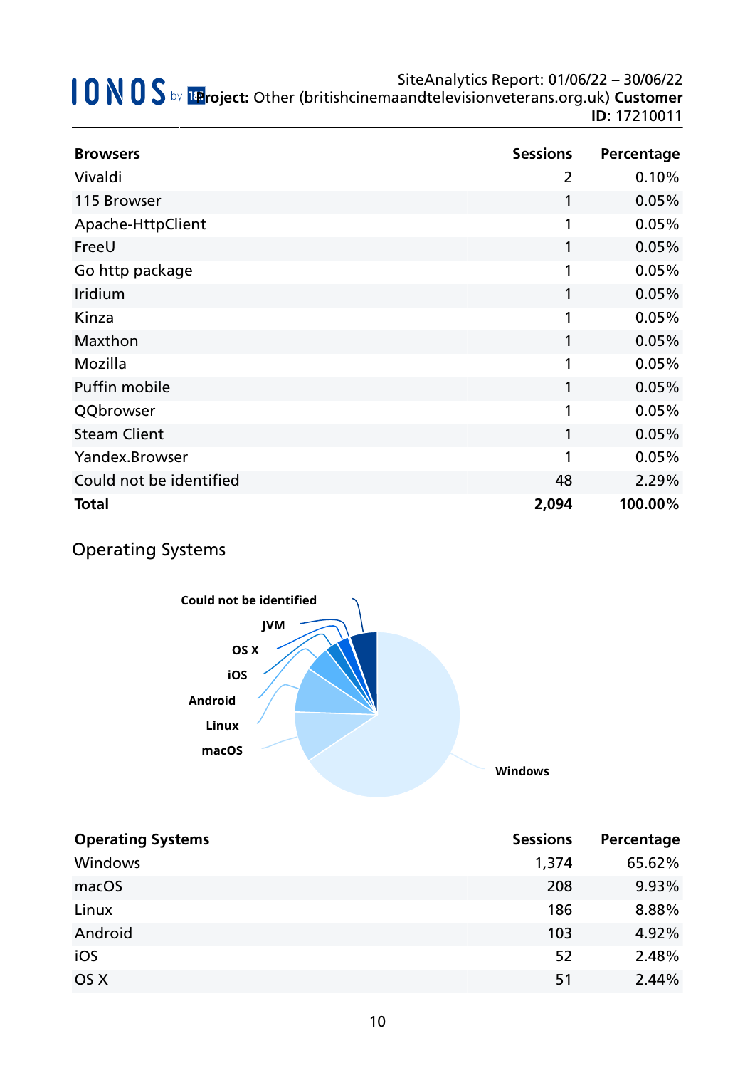| Browsers | Sessions | Percentage |
|---|---|---|
| Vivaldi | 2 | 0.10% |
| 115 Browser | 1 | 0.05% |
| Apache-HttpClient | 1 | 0.05% |
| FreeU | 1 | 0.05% |
| Go http package | 1 | 0.05% |
| Iridium | 1 | 0.05% |
| Kinza | 1 | 0.05% |
| Maxthon | 1 | 0.05% |
| Mozilla | 1 | 0.05% |
| Puffin mobile | 1 | 0.05% |
| QQbrowser | 1 | 0.05% |
| Steam Client | 1 | 0.05% |
| Yandex.Browser | 1 | 0.05% |
| Could not be identified | 48 | 2.29% |
| **Total** | **2,094** | **100.00%** |

## Operating Systems

| Operating Systems | Sessions | Percentage |
|---|---|---|
| Windows | 1,374 | 65.62% |
| macOS | 208 | 9.93% |
| Linux | 186 | 8.88% |
| Android | 103 | 4.92% |
| iOS | 52 | 2.48% |
| OS X | 51 | 2.44% |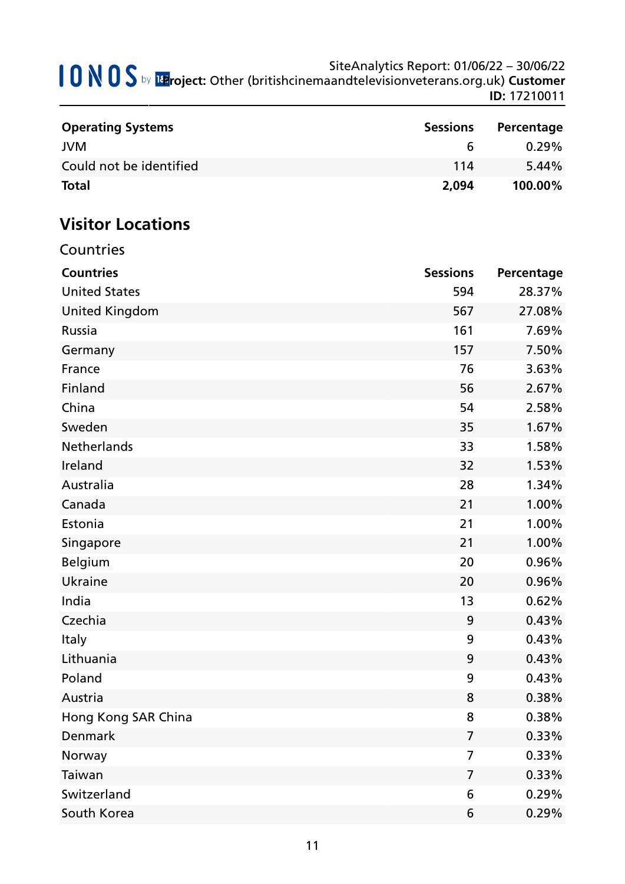| Operating Systems | Sessions | Percentage |
|---|---|---|
| JVM | 6 | 0.29% |
| Could not be identified | 114 | 5.44% |
| **Total** | **2,094** | **100.00%** |

## Visitor Locations

### Countries

| Countries | Sessions | Percentage |
|---|---|---|
| United States | 594 | 28.37% |
| United Kingdom | 567 | 27.08% |
| Russia | 161 | 7.69% |
| Germany | 157 | 7.50% |
| France | 76 | 3.63% |
| Finland | 56 | 2.67% |
| China | 54 | 2.58% |
| Sweden | 35 | 1.67% |
| Netherlands | 33 | 1.58% |
| Ireland | 32 | 1.53% |
| Australia | 28 | 1.34% |
| Canada | 21 | 1.00% |
| Estonia | 21 | 1.00% |
| Singapore | 21 | 1.00% |
| Belgium | 20 | 0.96% |
| Ukraine | 20 | 0.96% |
| India | 13 | 0.62% |
| Czechia | 9 | 0.43% |
| Italy | 9 | 0.43% |
| Lithuania | 9 | 0.43% |
| Poland | 9 | 0.43% |
| Austria | 8 | 0.38% |
| Hong Kong SAR China | 8 | 0.38% |
| Denmark | 7 | 0.33% |
| Norway | 7 | 0.33% |
| Taiwan | 7 | 0.33% |
| Switzerland | 6 | 0.29% |
| South Korea | 6 | 0.29% |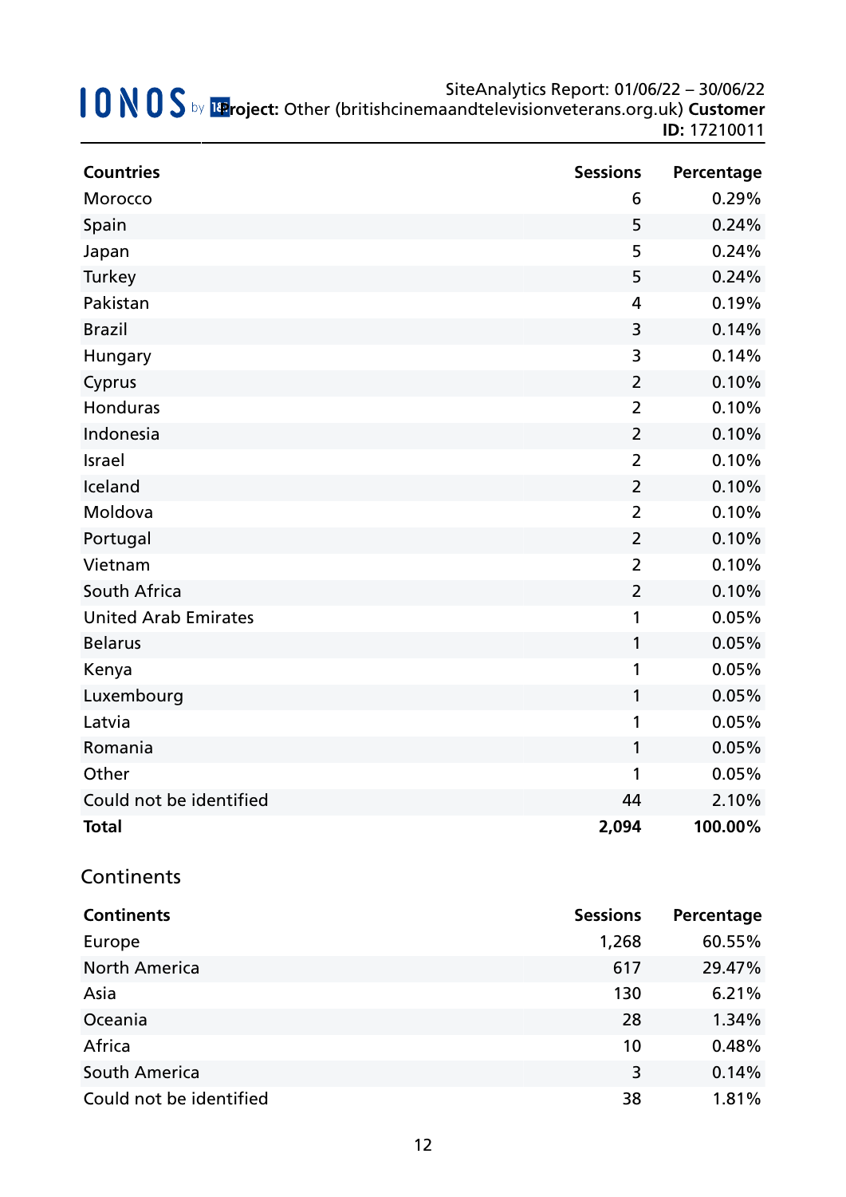| Countries | Sessions | Percentage |
| --- | --- | --- |
| Morocco | 6 | 0.29% |
| Spain | 5 | 0.24% |
| Japan | 5 | 0.24% |
| Turkey | 5 | 0.24% |
| Pakistan | 4 | 0.19% |
| Brazil | 3 | 0.14% |
| Hungary | 3 | 0.14% |
| Cyprus | 2 | 0.10% |
| Honduras | 2 | 0.10% |
| Indonesia | 2 | 0.10% |
| Israel | 2 | 0.10% |
| Iceland | 2 | 0.10% |
| Moldova | 2 | 0.10% |
| Portugal | 2 | 0.10% |
| Vietnam | 2 | 0.10% |
| South Africa | 2 | 0.10% |
| United Arab Emirates | 1 | 0.05% |
| Belarus | 1 | 0.05% |
| Kenya | 1 | 0.05% |
| Luxembourg | 1 | 0.05% |
| Latvia | 1 | 0.05% |
| Romania | 1 | 0.05% |
| Other | 1 | 0.05% |
| Could not be identified | 44 | 2.10% |
| **Total** | **2,094** | **100.00%** |

## Continents

| Continents | Sessions | Percentage |
| --- | --- | --- |
| Europe | 1,268 | 60.55% |
| North America | 617 | 29.47% |
| Asia | 130 | 6.21% |
| Oceania | 28 | 1.34% |
| Africa | 10 | 0.48% |
| South America | 3 | 0.14% |
| Could not be identified | 38 | 1.81% |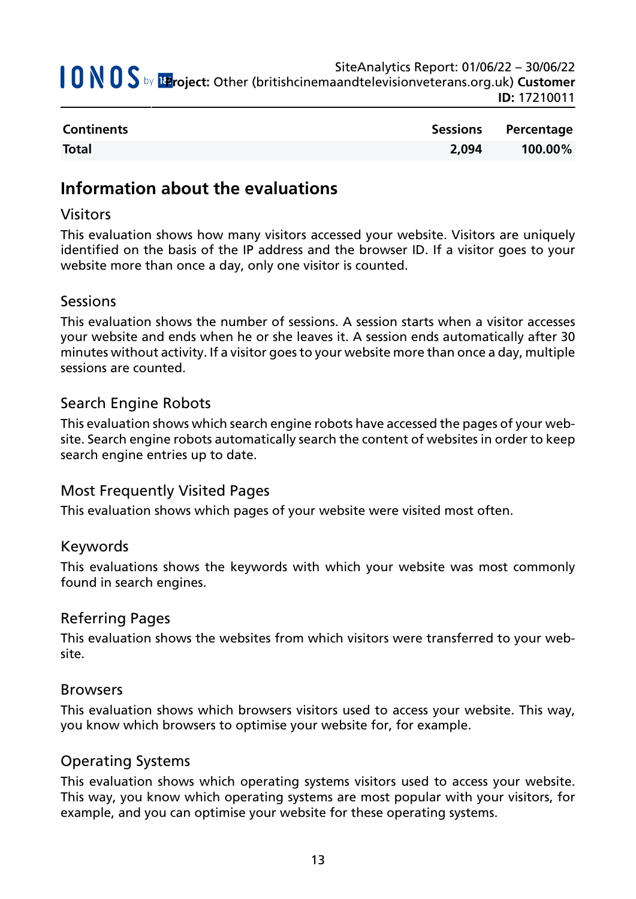| Continents | Sessions | Percentage |
|---|---|---|
| **Total** | **2,094** | **100.00%** |

## Information about the evaluations

### Visitors

This evaluation shows how many visitors accessed your website. Visitors are uniquely identified on the basis of the IP address and the browser ID. If a visitor goes to your website more than once a day, only one visitor is counted.

### Sessions

This evaluation shows the number of sessions. A session starts when a visitor accesses your website and ends when he or she leaves it. A session ends automatically after 30 minutes without activity. If a visitor goes to your website more than once a day, multiple sessions are counted.

### Search Engine Robots

This evaluation shows which search engine robots have accessed the pages of your website. Search engine robots automatically search the content of websites in order to keep search engine entries up to date.

### Most Frequently Visited Pages

This evaluation shows which pages of your website were visited most often.

### Keywords

This evaluations shows the keywords with which your website was most commonly found in search engines.

### Referring Pages

This evaluation shows the websites from which visitors were transferred to your website.

### Browsers

This evaluation shows which browsers visitors used to access your website. This way, you know which browsers to optimise your website for, for example.

### Operating Systems

This evaluation shows which operating systems visitors used to access your website. This way, you know which operating systems are most popular with your visitors, for example, and you can optimise your website for these operating systems.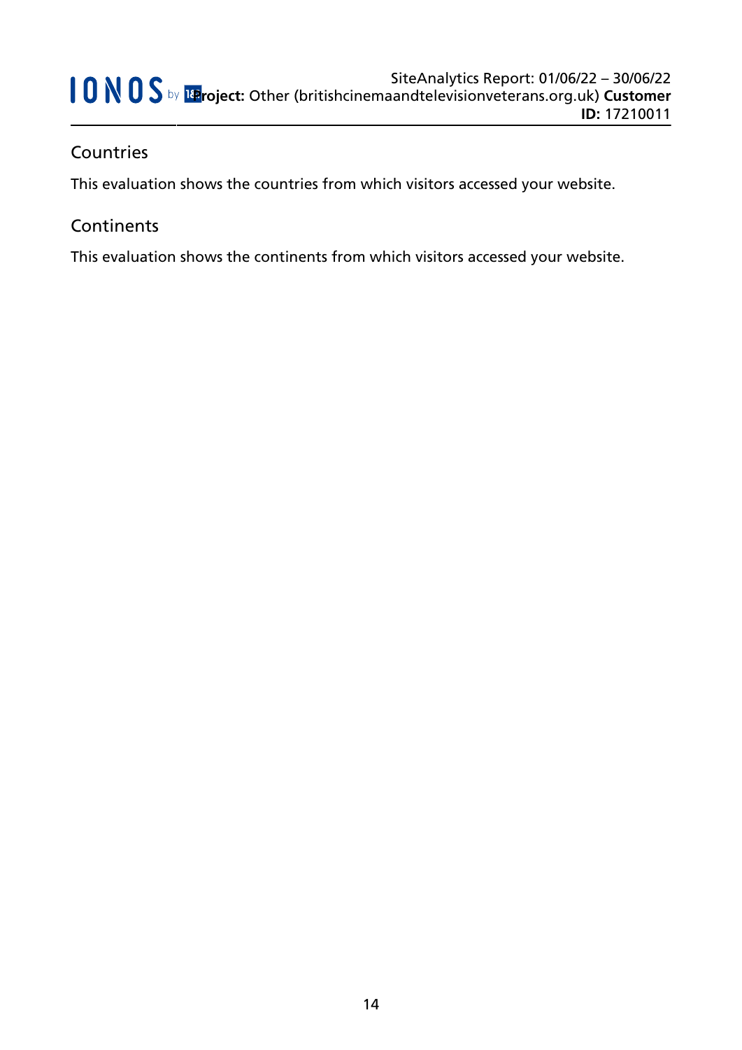## Countries

This evaluation shows the countries from which visitors accessed your website.

## Continents

This evaluation shows the continents from which visitors accessed your website.